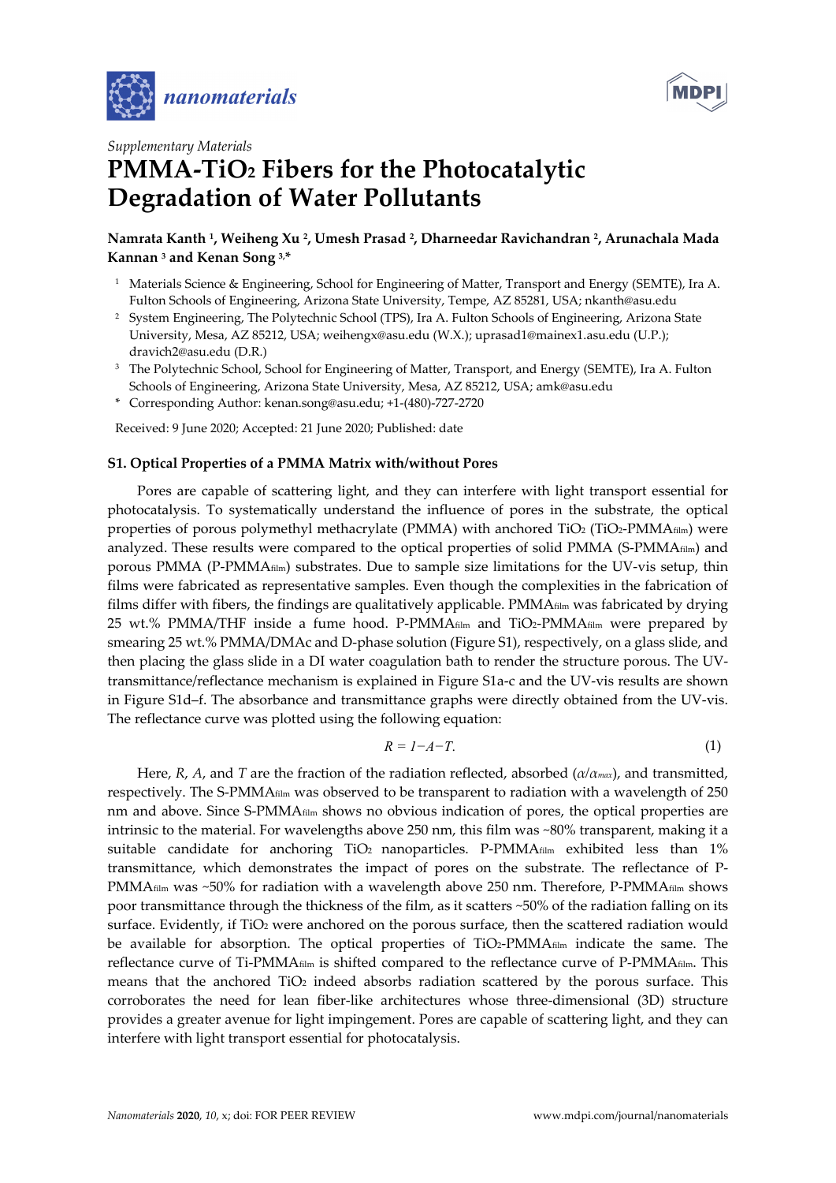*Supplementary Materials*

# PMMA-TiO$_2$ Fibers for the Photocatalytic Degradation of Water Pollutants

**Namrata Kanth [1], Weiheng Xu [2], Umesh Prasad [2], Dharneedar Ravichandran [2], Arunachala Mada Kannan [3] and Kenan Song [3,*]**

[1] Materials Science & Engineering, School for Engineering of Matter, Transport and Energy (SEMTE), Ira A. Fulton Schools of Engineering, Arizona State University, Tempe, AZ 85281, USA; nkanth@asu.edu

[2] System Engineering, The Polytechnic School (TPS), Ira A. Fulton Schools of Engineering, Arizona State University, Mesa, AZ 85212, USA; weihengx@asu.edu (W.X.); uprasad1@mainex1.asu.edu (U.P.); dravich2@asu.edu (D.R.)

[3] The Polytechnic School, School for Engineering of Matter, Transport, and Energy (SEMTE), Ira A. Fulton Schools of Engineering, Arizona State University, Mesa, AZ 85212, USA; amk@asu.edu

\* Corresponding Author: kenan.song@asu.edu; +1-(480)-727-2720

Received: 9 June 2020; Accepted: 21 June 2020; Published: date

## S1. Optical Properties of a PMMA Matrix with/without Pores

Pores are capable of scattering light, and they can interfere with light transport essential for photocatalysis. To systematically understand the influence of pores in the substrate, the optical properties of porous polymethyl methacrylate (PMMA) with anchored TiO$_2$ (TiO$_2$-PMMA$_{film}$) were analyzed. These results were compared to the optical properties of solid PMMA (S-PMMA$_{film}$) and porous PMMA (P-PMMA$_{film}$) substrates. Due to sample size limitations for the UV-vis setup, thin films were fabricated as representative samples. Even though the complexities in the fabrication of films differ with fibers, the findings are qualitatively applicable. PMMA$_{film}$ was fabricated by drying 25 wt.% PMMA/THF inside a fume hood. P-PMMA$_{film}$ and TiO$_2$-PMMA$_{film}$ were prepared by smearing 25 wt.% PMMA/DMAc and D-phase solution (Figure S1), respectively, on a glass slide, and then placing the glass slide in a DI water coagulation bath to render the structure porous. The UV-transmittance/reflectance mechanism is explained in Figure S1a-c and the UV-vis results are shown in Figure S1d–f. The absorbance and transmittance graphs were directly obtained from the UV-vis. The reflectance curve was plotted using the following equation:

$$R = 1 - A - T. \tag{1}$$

Here, $R$, $A$, and $T$ are the fraction of the radiation reflected, absorbed ($\alpha/\alpha_{max}$), and transmitted, respectively. The S-PMMA$_{film}$ was observed to be transparent to radiation with a wavelength of 250 nm and above. Since S-PMMA$_{film}$ shows no obvious indication of pores, the optical properties are intrinsic to the material. For wavelengths above 250 nm, this film was ~80% transparent, making it a suitable candidate for anchoring TiO$_2$ nanoparticles. P-PMMA$_{film}$ exhibited less than 1% transmittance, which demonstrates the impact of pores on the substrate. The reflectance of P-PMMA$_{film}$ was ~50% for radiation with a wavelength above 250 nm. Therefore, P-PMMA$_{film}$ shows poor transmittance through the thickness of the film, as it scatters ~50% of the radiation falling on its surface. Evidently, if TiO$_2$ were anchored on the porous surface, then the scattered radiation would be available for absorption. The optical properties of TiO$_2$-PMMA$_{film}$ indicate the same. The reflectance curve of Ti-PMMA$_{film}$ is shifted compared to the reflectance curve of P-PMMA$_{film}$. This means that the anchored TiO$_2$ indeed absorbs radiation scattered by the porous surface. This corroborates the need for lean fiber-like architectures whose three-dimensional (3D) structure provides a greater avenue for light impingement. Pores are capable of scattering light, and they can interfere with light transport essential for photocatalysis.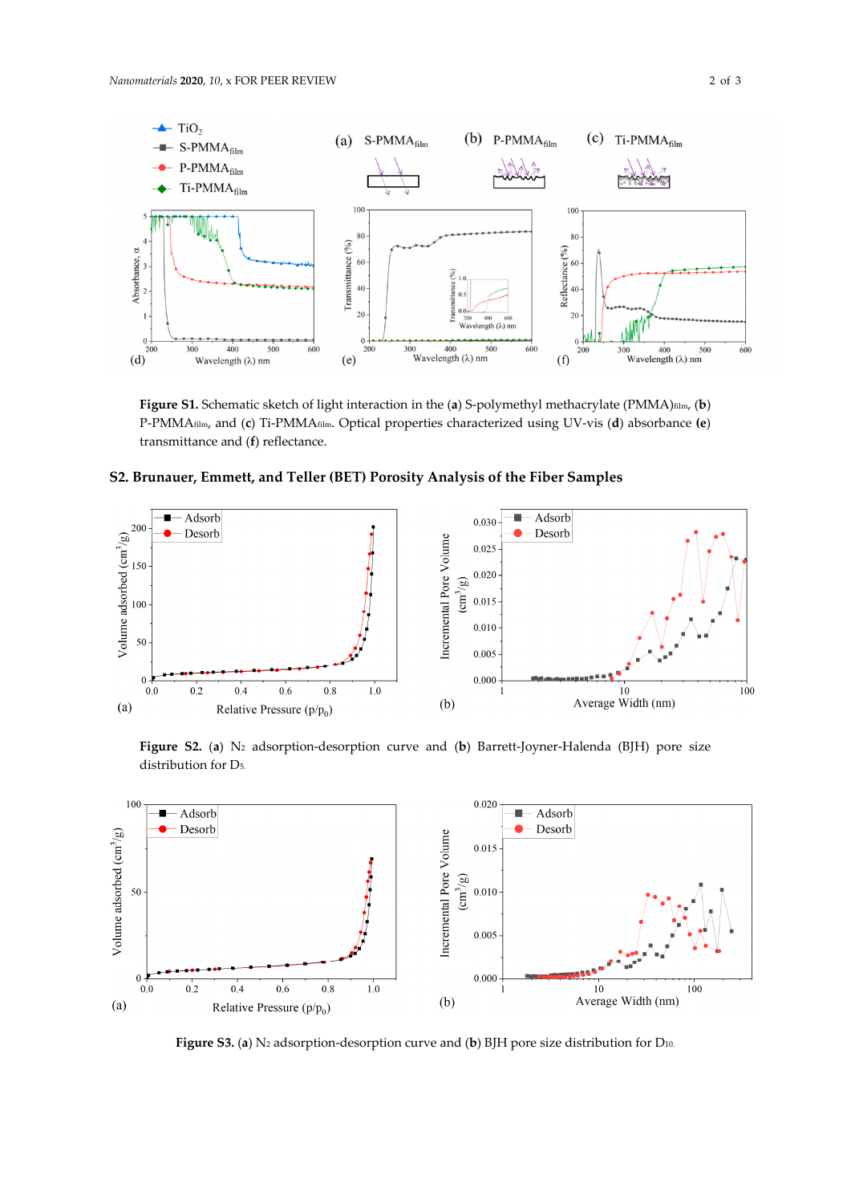**Figure S1.** Schematic sketch of light interaction in the (**a**) S-polymethyl methacrylate (PMMA)$_{film}$, (**b**) P-PMMA$_{film}$, and (**c**) Ti-PMMA$_{film}$. Optical properties characterized using UV-vis (**d**) absorbance (**e**) transmittance and (**f**) reflectance.

## S2. Brunauer, Emmett, and Teller (BET) Porosity Analysis of the Fiber Samples

**Figure S2.** (**a**) $N_2$ adsorption-desorption curve and (**b**) Barrett-Joyner-Halenda (BJH) pore size distribution for $D_5$.

**Figure S3.** (**a**) $N_2$ adsorption-desorption curve and (**b**) BJH pore size distribution for $D_{10}$.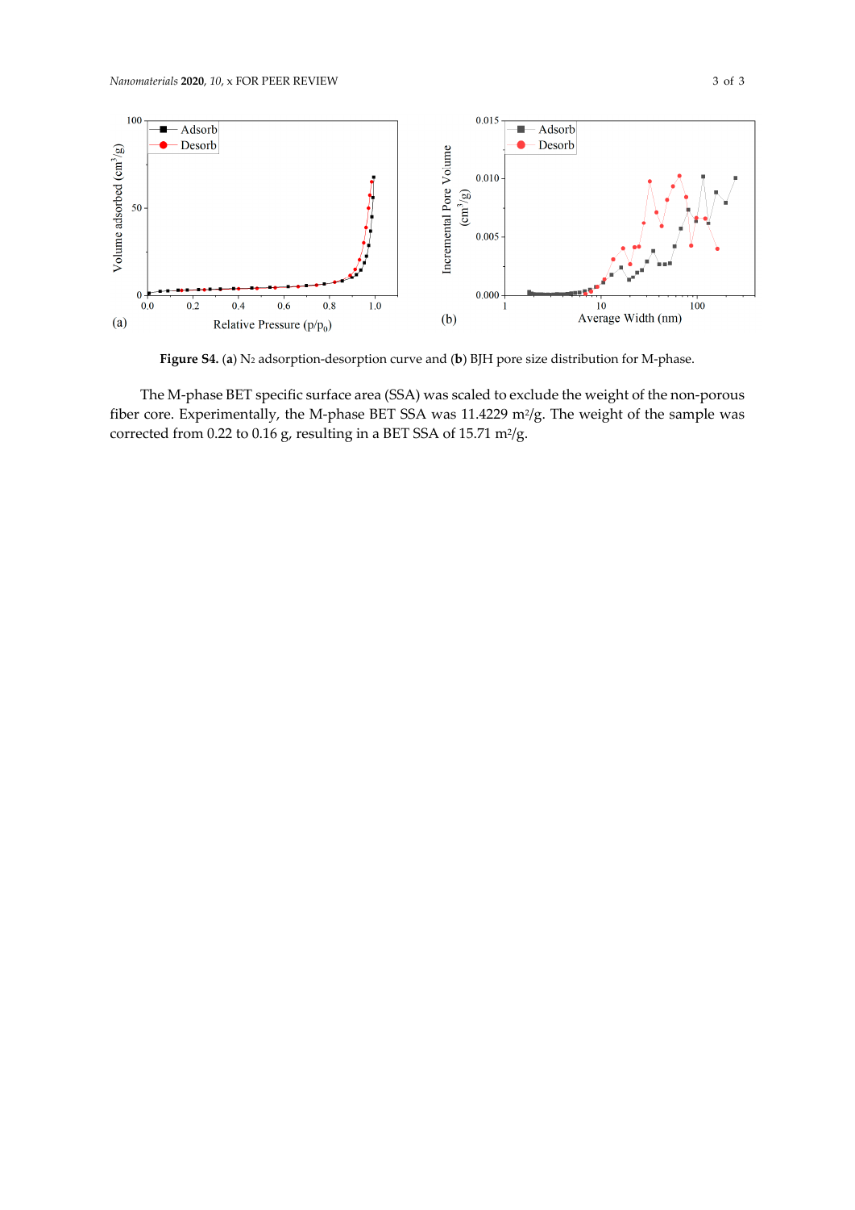(a)

100

50

0

Volume adsorbed (cm³/g)

0.0 0.2 0.4 0.6 0.8 1.0

Relative Pressure (p/p₀)

Adsorb

Desorb

(b)

0.015

0.010

0.005

0.000

Incremental Pore Volume (cm³/g)

1 10 100

Average Width (nm)

Adsorb

Desorb

**Figure S4.** (**a**) $N_2$ adsorption-desorption curve and (**b**) BJH pore size distribution for M-phase.

The M-phase BET specific surface area (SSA) was scaled to exclude the weight of the non-porous fiber core. Experimentally, the M-phase BET SSA was 11.4229 $m^2/g$. The weight of the sample was corrected from 0.22 to 0.16 g, resulting in a BET SSA of 15.71 $m^2/g$.